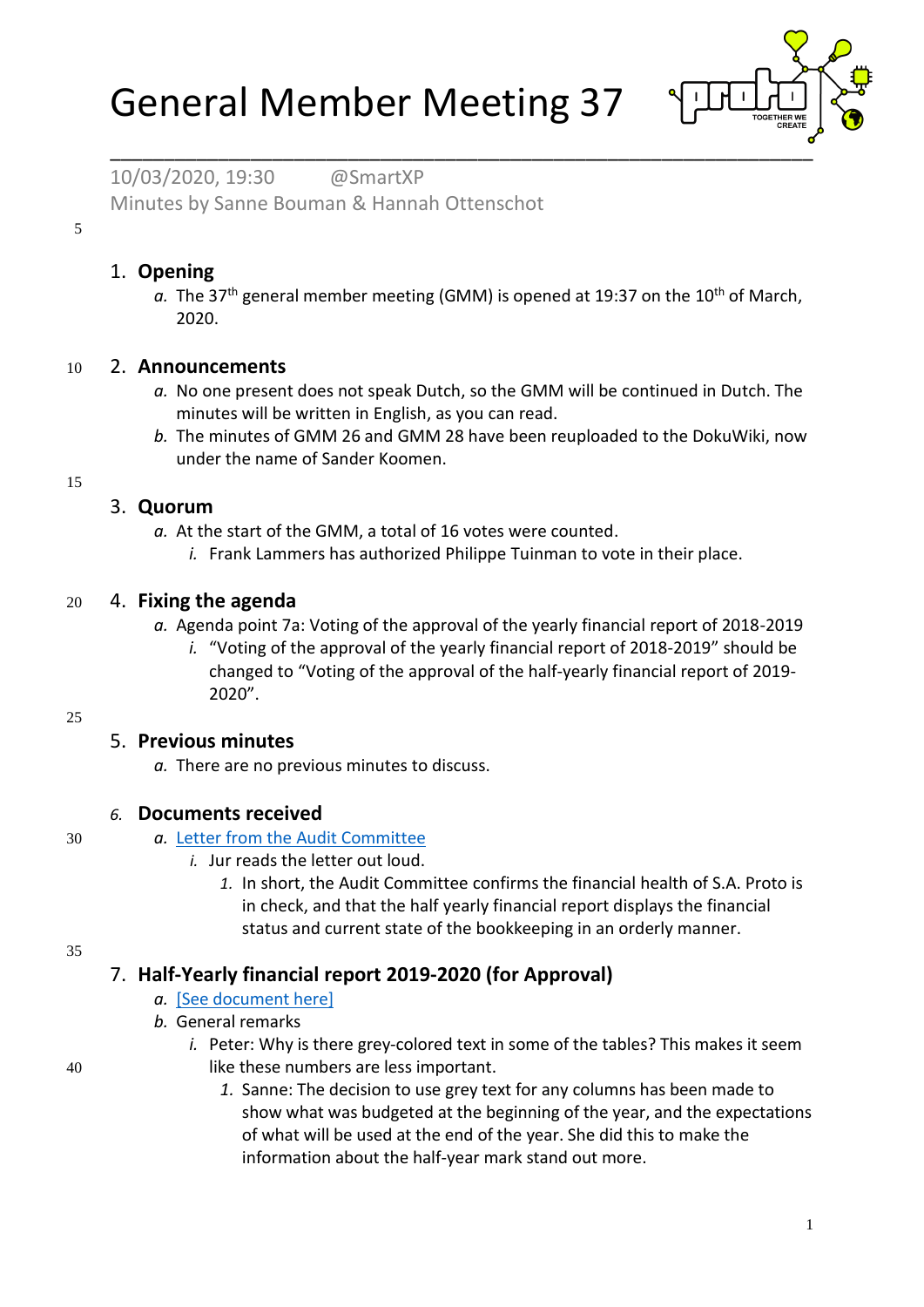# General Member Meeting 37

10/03/2020, 19:30 @SmartXP
Minutes by Sanne Bouman & Hannah Ottenschot

## 1. Opening

a. The 37th general member meeting (GMM) is opened at 19:37 on the 10th of March, 2020.

## 2. Announcements

a. No one present does not speak Dutch, so the GMM will be continued in Dutch. The minutes will be written in English, as you can read.
b. The minutes of GMM 26 and GMM 28 have been reuploaded to the DokuWiki, now under the name of Sander Koomen.

## 3. Quorum

a. At the start of the GMM, a total of 16 votes were counted.
   i. Frank Lammers has authorized Philippe Tuinman to vote in their place.

## 4. Fixing the agenda

a. Agenda point 7a: Voting of the approval of the yearly financial report of 2018-2019
   i. "Voting of the approval of the yearly financial report of 2018-2019" should be changed to "Voting of the approval of the half-yearly financial report of 2019-2020".

## 5. Previous minutes

a. There are no previous minutes to discuss.

## 6. Documents received

a. Letter from the Audit Committee
   i. Jur reads the letter out loud.
      1. In short, the Audit Committee confirms the financial health of S.A. Proto is in check, and that the half yearly financial report displays the financial status and current state of the bookkeeping in an orderly manner.

## 7. Half-Yearly financial report 2019-2020 (for Approval)

a. [See document here]
b. General remarks
   i. Peter: Why is there grey-colored text in some of the tables? This makes it seem like these numbers are less important.
      1. Sanne: The decision to use grey text for any columns has been made to show what was budgeted at the beginning of the year, and the expectations of what will be used at the end of the year. She did this to make the information about the half-year mark stand out more.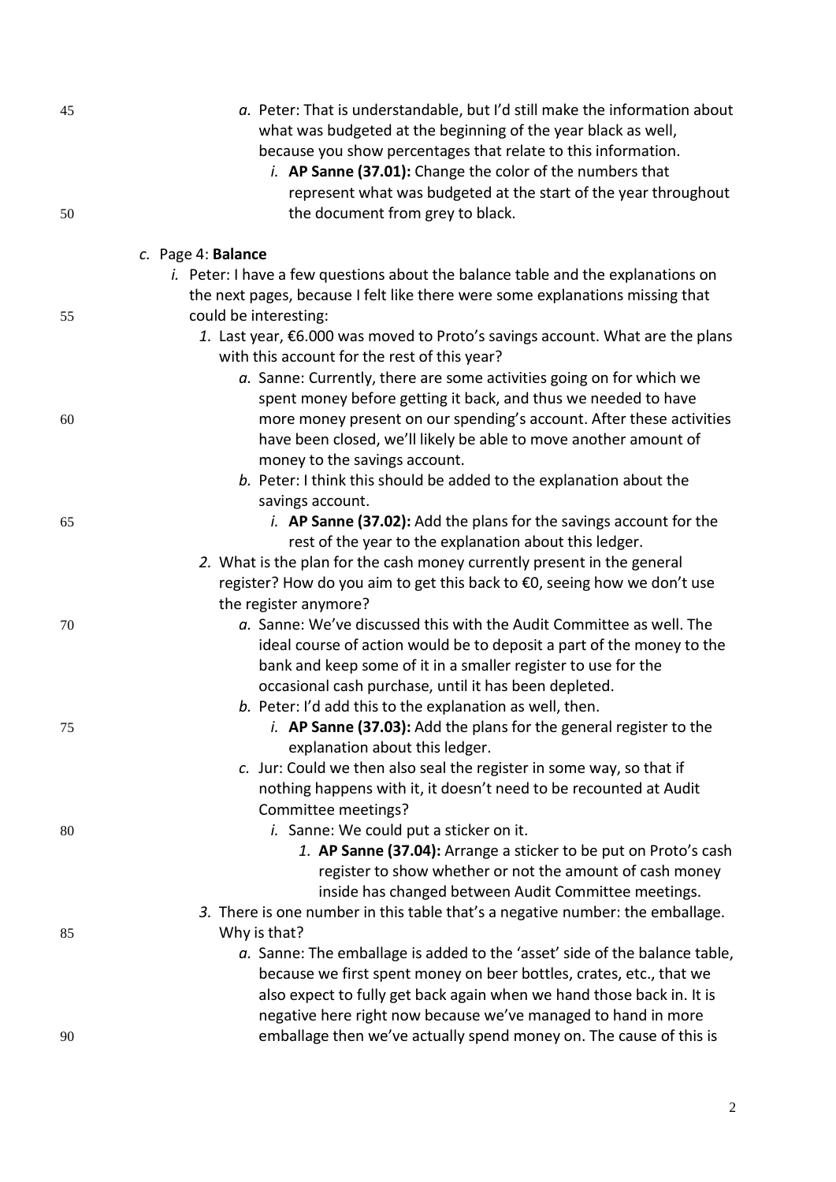a. Peter: That is understandable, but I'd still make the information about what was budgeted at the beginning of the year black as well, because you show percentages that relate to this information.
   i. **AP Sanne (37.01):** Change the color of the numbers that represent what was budgeted at the start of the year throughout the document from grey to black.

c. Page 4: **Balance**
   i. Peter: I have a few questions about the balance table and the explanations on the next pages, because I felt like there were some explanations missing that could be interesting:
      1. Last year, €6.000 was moved to Proto's savings account. What are the plans with this account for the rest of this year?
         a. Sanne: Currently, there are some activities going on for which we spent money before getting it back, and thus we needed to have more money present on our spending's account. After these activities have been closed, we'll likely be able to move another amount of money to the savings account.
         b. Peter: I think this should be added to the explanation about the savings account.
            i. **AP Sanne (37.02):** Add the plans for the savings account for the rest of the year to the explanation about this ledger.
      2. What is the plan for the cash money currently present in the general register? How do you aim to get this back to €0, seeing how we don't use the register anymore?
         a. Sanne: We've discussed this with the Audit Committee as well. The ideal course of action would be to deposit a part of the money to the bank and keep some of it in a smaller register to use for the occasional cash purchase, until it has been depleted.
         b. Peter: I'd add this to the explanation as well, then.
            i. **AP Sanne (37.03):** Add the plans for the general register to the explanation about this ledger.
         c. Jur: Could we then also seal the register in some way, so that if nothing happens with it, it doesn't need to be recounted at Audit Committee meetings?
            i. Sanne: We could put a sticker on it.
               1. **AP Sanne (37.04):** Arrange a sticker to be put on Proto's cash register to show whether or not the amount of cash money inside has changed between Audit Committee meetings.
      3. There is one number in this table that's a negative number: the emballage. Why is that?
         a. Sanne: The emballage is added to the 'asset' side of the balance table, because we first spent money on beer bottles, crates, etc., that we also expect to fully get back again when we hand those back in. It is negative here right now because we've managed to hand in more emballage then we've actually spend money on. The cause of this is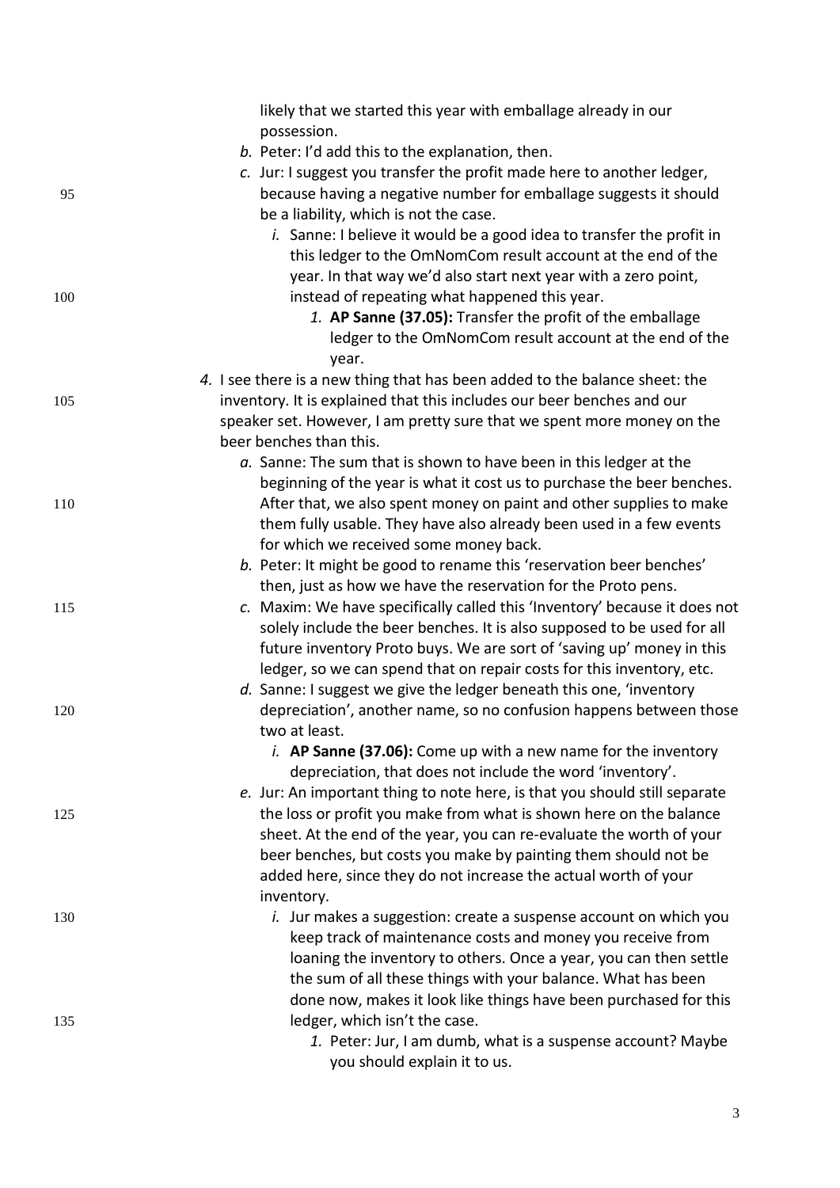likely that we started this year with emballage already in our possession.

- *b.* Peter: I'd add this to the explanation, then.
- *c.* Jur: I suggest you transfer the profit made here to another ledger, because having a negative number for emballage suggests it should be a liability, which is not the case.
    - *i.* Sanne: I believe it would be a good idea to transfer the profit in this ledger to the OmNomCom result account at the end of the year. In that way we'd also start next year with a zero point, instead of repeating what happened this year.
        - *1.* **AP Sanne (37.05):** Transfer the profit of the emballage ledger to the OmNomCom result account at the end of the year.

*4.* I see there is a new thing that has been added to the balance sheet: the inventory. It is explained that this includes our beer benches and our speaker set. However, I am pretty sure that we spent more money on the beer benches than this.

- *a.* Sanne: The sum that is shown to have been in this ledger at the beginning of the year is what it cost us to purchase the beer benches. After that, we also spent money on paint and other supplies to make them fully usable. They have also already been used in a few events for which we received some money back.
- *b.* Peter: It might be good to rename this 'reservation beer benches' then, just as how we have the reservation for the Proto pens.
- *c.* Maxim: We have specifically called this 'Inventory' because it does not solely include the beer benches. It is also supposed to be used for all future inventory Proto buys. We are sort of 'saving up' money in this ledger, so we can spend that on repair costs for this inventory, etc.
- *d.* Sanne: I suggest we give the ledger beneath this one, 'inventory depreciation', another name, so no confusion happens between those two at least.
    - *i.* **AP Sanne (37.06):** Come up with a new name for the inventory depreciation, that does not include the word 'inventory'.
- *e.* Jur: An important thing to note here, is that you should still separate the loss or profit you make from what is shown here on the balance sheet. At the end of the year, you can re-evaluate the worth of your beer benches, but costs you make by painting them should not be added here, since they do not increase the actual worth of your inventory.
    - *i.* Jur makes a suggestion: create a suspense account on which you keep track of maintenance costs and money you receive from loaning the inventory to others. Once a year, you can then settle the sum of all these things with your balance. What has been done now, makes it look like things have been purchased for this ledger, which isn't the case.
        - *1.* Peter: Jur, I am dumb, what is a suspense account? Maybe you should explain it to us.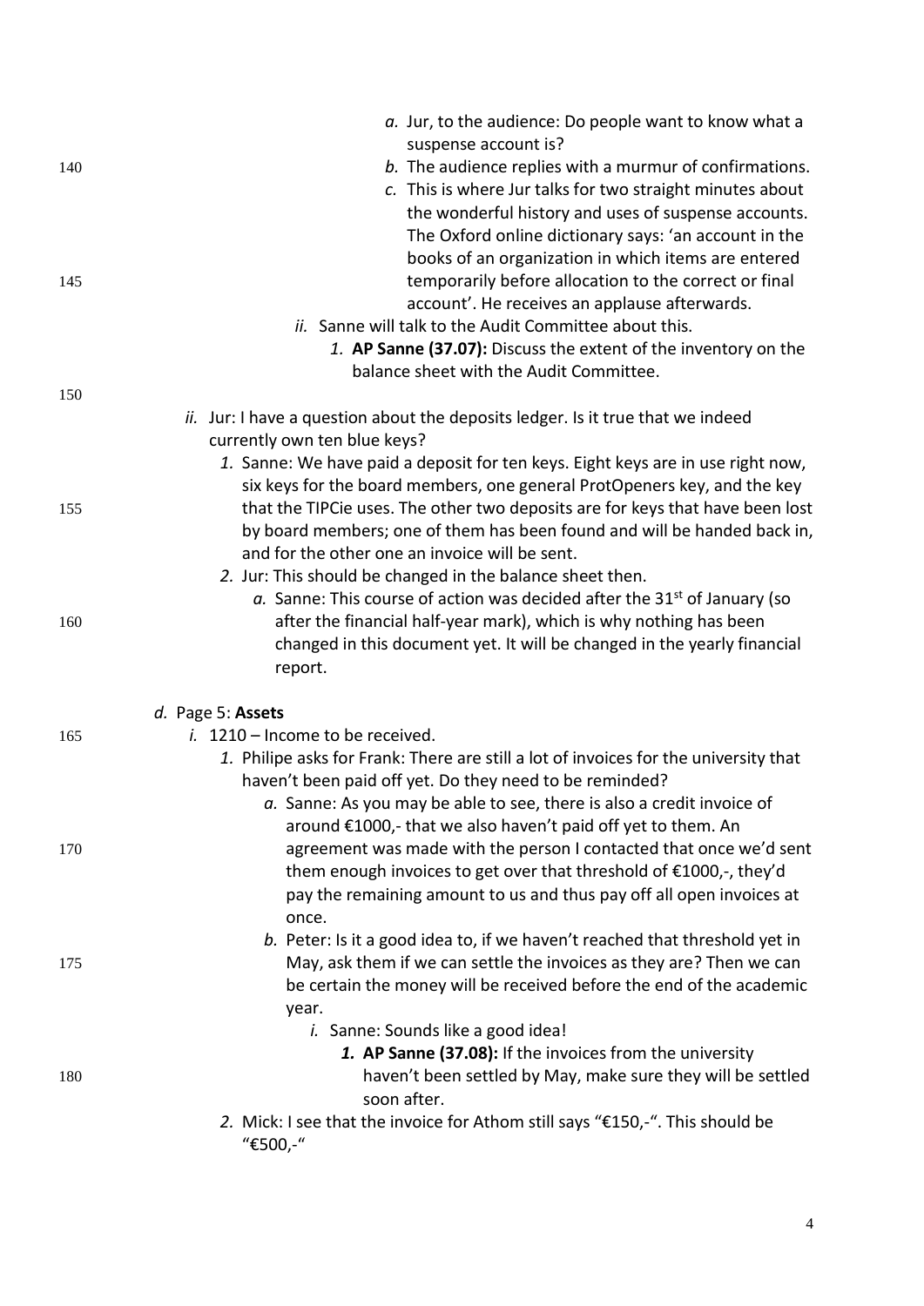a. Jur, to the audience: Do people want to know what a suspense account is?
b. The audience replies with a murmur of confirmations.
c. This is where Jur talks for two straight minutes about the wonderful history and uses of suspense accounts. The Oxford online dictionary says: 'an account in the books of an organization in which items are entered temporarily before allocation to the correct or final account'. He receives an applause afterwards.

ii. Sanne will talk to the Audit Committee about this.

1. **AP Sanne (37.07):** Discuss the extent of the inventory on the balance sheet with the Audit Committee.

ii. Jur: I have a question about the deposits ledger. Is it true that we indeed currently own ten blue keys?

1. Sanne: We have paid a deposit for ten keys. Eight keys are in use right now, six keys for the board members, one general ProtOpeners key, and the key that the TIPCie uses. The other two deposits are for keys that have been lost by board members; one of them has been found and will be handed back in, and for the other one an invoice will be sent.
2. Jur: This should be changed in the balance sheet then.
   a. Sanne: This course of action was decided after the 31st of January (so after the financial half-year mark), which is why nothing has been changed in this document yet. It will be changed in the yearly financial report.

d. Page 5: **Assets**

i. 1210 – Income to be received.

1. Philipe asks for Frank: There are still a lot of invoices for the university that haven't been paid off yet. Do they need to be reminded?
   a. Sanne: As you may be able to see, there is also a credit invoice of around €1000,- that we also haven't paid off yet to them. An agreement was made with the person I contacted that once we'd sent them enough invoices to get over that threshold of €1000,-, they'd pay the remaining amount to us and thus pay off all open invoices at once.
   b. Peter: Is it a good idea to, if we haven't reached that threshold yet in May, ask them if we can settle the invoices as they are? Then we can be certain the money will be received before the end of the academic year.
      i. Sanne: Sounds like a good idea!
         1. **AP Sanne (37.08):** If the invoices from the university haven't been settled by May, make sure they will be settled soon after.
2. Mick: I see that the invoice for Athom still says "€150,-". This should be "€500,-"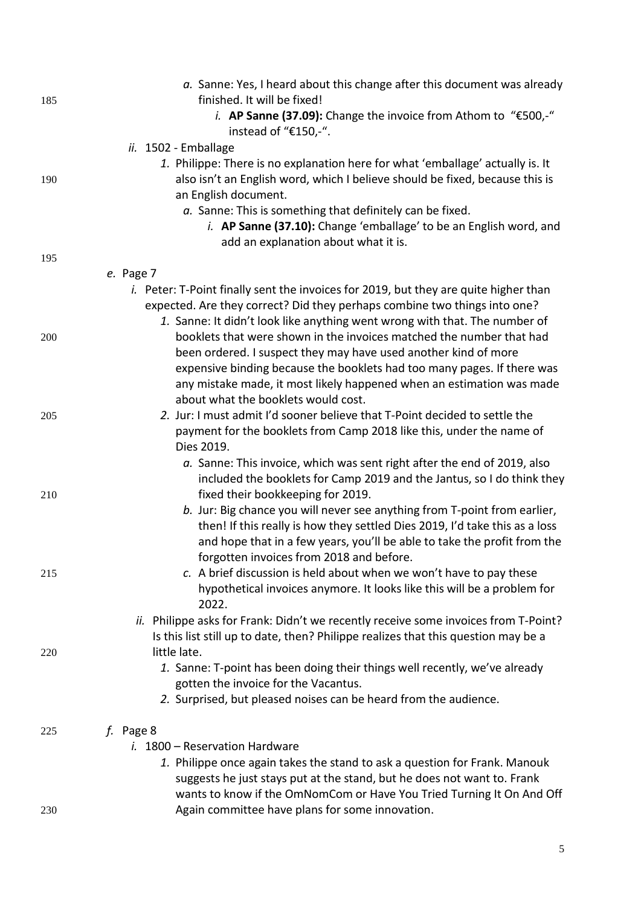- a. Sanne: Yes, I heard about this change after this document was already finished. It will be fixed!
     - i. **AP Sanne (37.09):** Change the invoice from Athom to "€500,-" instead of "€150,-".
 - ii. 1502 - Emballage
   - 1. Philippe: There is no explanation here for what 'emballage' actually is. It also isn't an English word, which I believe should be fixed, because this is an English document.
     - a. Sanne: This is something that definitely can be fixed.
       - i. **AP Sanne (37.10):** Change 'emballage' to be an English word, and add an explanation about what it is.

- e. Page 7
  - i. Peter: T-Point finally sent the invoices for 2019, but they are quite higher than expected. Are they correct? Did they perhaps combine two things into one?
    - 1. Sanne: It didn't look like anything went wrong with that. The number of booklets that were shown in the invoices matched the number that had been ordered. I suspect they may have used another kind of more expensive binding because the booklets had too many pages. If there was any mistake made, it most likely happened when an estimation was made about what the booklets would cost.
    - 2. Jur: I must admit I'd sooner believe that T-Point decided to settle the payment for the booklets from Camp 2018 like this, under the name of Dies 2019.
      - a. Sanne: This invoice, which was sent right after the end of 2019, also included the booklets for Camp 2019 and the Jantus, so I do think they fixed their bookkeeping for 2019.
      - b. Jur: Big chance you will never see anything from T-point from earlier, then! If this really is how they settled Dies 2019, I'd take this as a loss and hope that in a few years, you'll be able to take the profit from the forgotten invoices from 2018 and before.
      - c. A brief discussion is held about when we won't have to pay these hypothetical invoices anymore. It looks like this will be a problem for 2022.
  - ii. Philippe asks for Frank: Didn't we recently receive some invoices from T-Point? Is this list still up to date, then? Philippe realizes that this question may be a little late.
    - 1. Sanne: T-point has been doing their things well recently, we've already gotten the invoice for the Vacantus.
    - 2. Surprised, but pleased noises can be heard from the audience.

- f. Page 8
  - i. 1800 – Reservation Hardware
    - 1. Philippe once again takes the stand to ask a question for Frank. Manouk suggests he just stays put at the stand, but he does not want to. Frank wants to know if the OmNomCom or Have You Tried Turning It On And Off Again committee have plans for some innovation.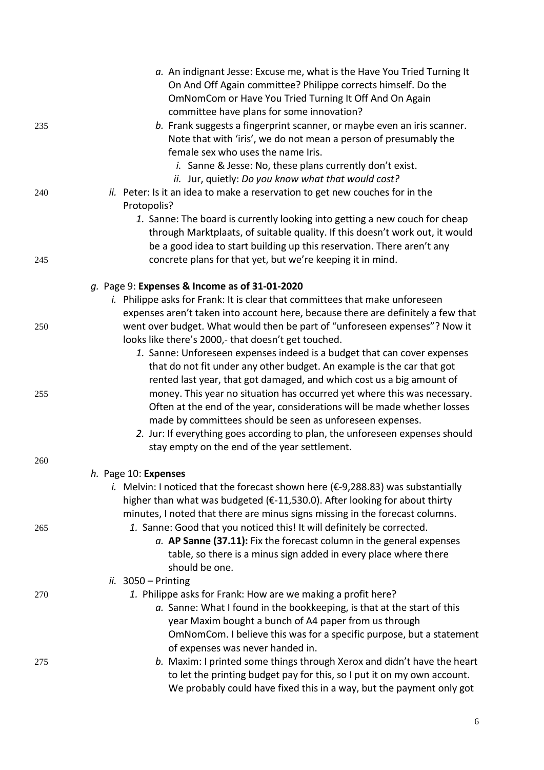- a. An indignant Jesse: Excuse me, what is the Have You Tried Turning It On And Off Again committee? Philippe corrects himself. Do the OmNomCom or Have You Tried Turning It Off And On Again committee have plans for some innovation?
- b. Frank suggests a fingerprint scanner, or maybe even an iris scanner. Note that with 'iris', we do not mean a person of presumably the female sex who uses the name Iris.
  - *i.* Sanne & Jesse: No, these plans currently don't exist.
  - *ii.* Jur, quietly: *Do you know what that would cost?*

*ii.* Peter: Is it an idea to make a reservation to get new couches for in the Protopolis?

1. Sanne: The board is currently looking into getting a new couch for cheap through Marktplaats, of suitable quality. If this doesn't work out, it would be a good idea to start building up this reservation. There aren't any concrete plans for that yet, but we're keeping it in mind.

*g.* Page 9: **Expenses & Income as of 31-01-2020**

*i.* Philippe asks for Frank: It is clear that committees that make unforeseen expenses aren't taken into account here, because there are definitely a few that went over budget. What would then be part of "unforeseen expenses"? Now it looks like there's 2000,- that doesn't get touched.

1. Sanne: Unforeseen expenses indeed is a budget that can cover expenses that do not fit under any other budget. An example is the car that got rented last year, that got damaged, and which cost us a big amount of money. This year no situation has occurred yet where this was necessary. Often at the end of the year, considerations will be made whether losses made by committees should be seen as unforeseen expenses.
2. Jur: If everything goes according to plan, the unforeseen expenses should stay empty on the end of the year settlement.

*h.* Page 10: **Expenses**

*i.* Melvin: I noticed that the forecast shown here (€-9,288.83) was substantially higher than what was budgeted (€-11,530.0). After looking for about thirty minutes, I noted that there are minus signs missing in the forecast columns.

1. Sanne: Good that you noticed this! It will definitely be corrected.
   - a. **AP Sanne (37.11):** Fix the forecast column in the general expenses table, so there is a minus sign added in every place where there should be one.

*ii.* 3050 – Printing

1. Philippe asks for Frank: How are we making a profit here?
   - a. Sanne: What I found in the bookkeeping, is that at the start of this year Maxim bought a bunch of A4 paper from us through OmNomCom. I believe this was for a specific purpose, but a statement of expenses was never handed in.
   - b. Maxim: I printed some things through Xerox and didn't have the heart to let the printing budget pay for this, so I put it on my own account. We probably could have fixed this in a way, but the payment only got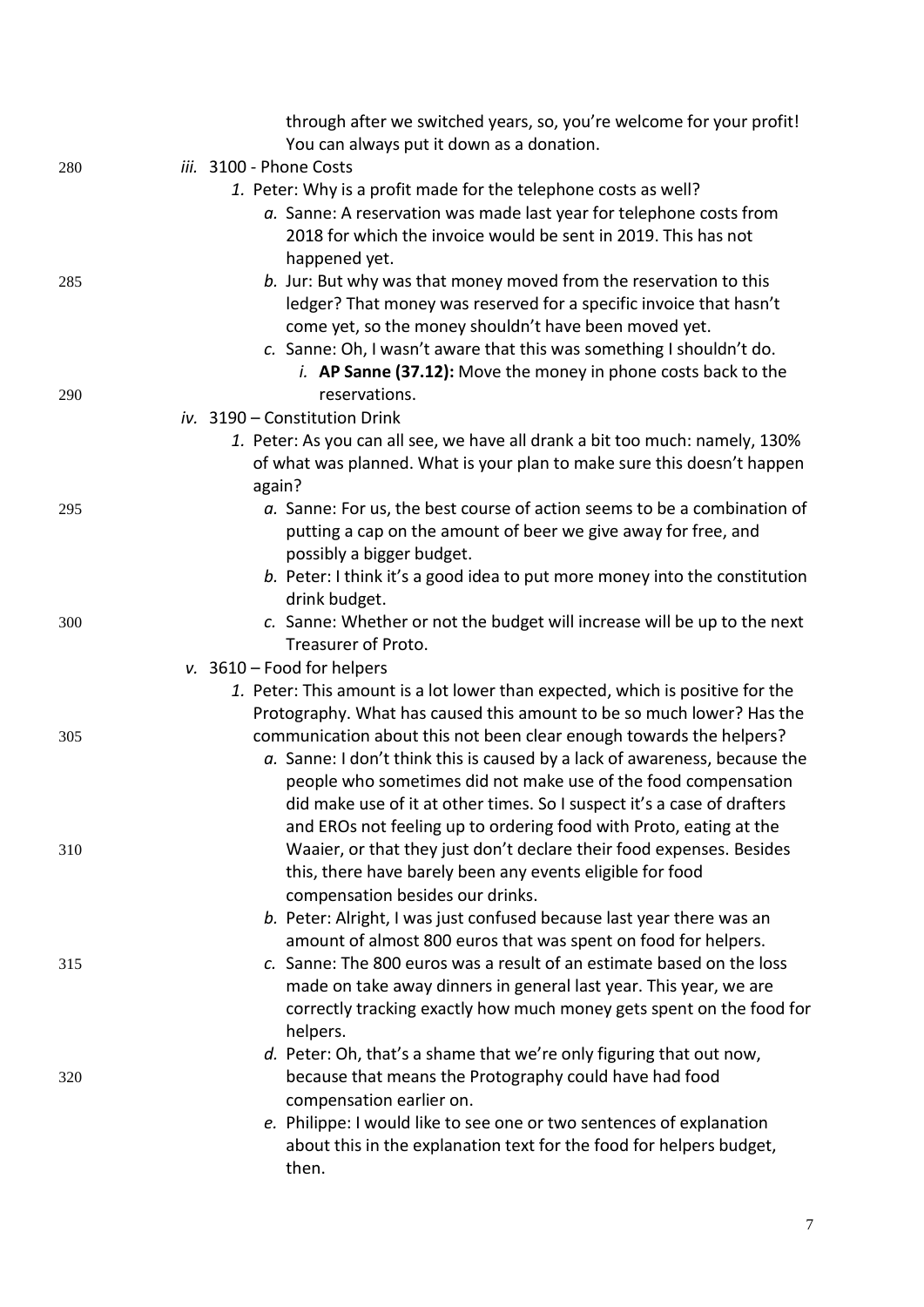through after we switched years, so, you're welcome for your profit! You can always put it down as a donation.

iii. 3100 - Phone Costs
   1. Peter: Why is a profit made for the telephone costs as well?
      a. Sanne: A reservation was made last year for telephone costs from 2018 for which the invoice would be sent in 2019. This has not happened yet.
      b. Jur: But why was that money moved from the reservation to this ledger? That money was reserved for a specific invoice that hasn't come yet, so the money shouldn't have been moved yet.
      c. Sanne: Oh, I wasn't aware that this was something I shouldn't do.
         i. **AP Sanne (37.12):** Move the money in phone costs back to the reservations.

iv. 3190 – Constitution Drink
   1. Peter: As you can all see, we have all drank a bit too much: namely, 130% of what was planned. What is your plan to make sure this doesn't happen again?
      a. Sanne: For us, the best course of action seems to be a combination of putting a cap on the amount of beer we give away for free, and possibly a bigger budget.
      b. Peter: I think it's a good idea to put more money into the constitution drink budget.
      c. Sanne: Whether or not the budget will increase will be up to the next Treasurer of Proto.

v. 3610 – Food for helpers
   1. Peter: This amount is a lot lower than expected, which is positive for the Protography. What has caused this amount to be so much lower? Has the communication about this not been clear enough towards the helpers?
      a. Sanne: I don't think this is caused by a lack of awareness, because the people who sometimes did not make use of the food compensation did make use of it at other times. So I suspect it's a case of drafters and EROs not feeling up to ordering food with Proto, eating at the Waaier, or that they just don't declare their food expenses. Besides this, there have barely been any events eligible for food compensation besides our drinks.
      b. Peter: Alright, I was just confused because last year there was an amount of almost 800 euros that was spent on food for helpers.
      c. Sanne: The 800 euros was a result of an estimate based on the loss made on take away dinners in general last year. This year, we are correctly tracking exactly how much money gets spent on the food for helpers.
      d. Peter: Oh, that's a shame that we're only figuring that out now, because that means the Protography could have had food compensation earlier on.
      e. Philippe: I would like to see one or two sentences of explanation about this in the explanation text for the food for helpers budget, then.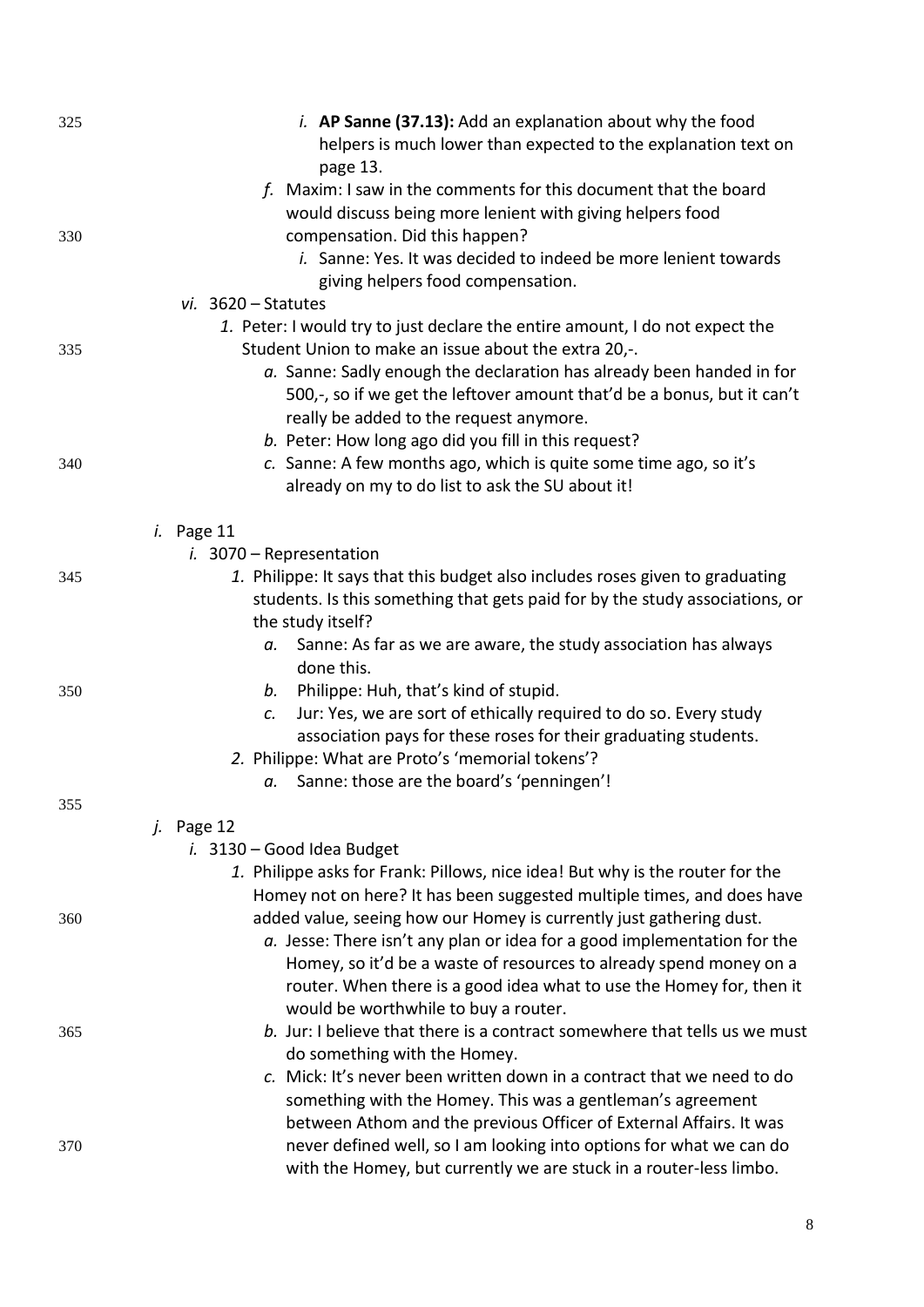i. **AP Sanne (37.13):** Add an explanation about why the food helpers is much lower than expected to the explanation text on page 13.

f. Maxim: I saw in the comments for this document that the board would discuss being more lenient with giving helpers food compensation. Did this happen?

   i. Sanne: Yes. It was decided to indeed be more lenient towards giving helpers food compensation.

vi. 3620 – Statutes

1. Peter: I would try to just declare the entire amount, I do not expect the Student Union to make an issue about the extra 20,-.
   a. Sanne: Sadly enough the declaration has already been handed in for 500,-, so if we get the leftover amount that'd be a bonus, but it can't really be added to the request anymore.
   b. Peter: How long ago did you fill in this request?
   c. Sanne: A few months ago, which is quite some time ago, so it's already on my to do list to ask the SU about it!

i. Page 11

i. 3070 – Representation

1. Philippe: It says that this budget also includes roses given to graduating students. Is this something that gets paid for by the study associations, or the study itself?
   a. Sanne: As far as we are aware, the study association has always done this.
   b. Philippe: Huh, that's kind of stupid.
   c. Jur: Yes, we are sort of ethically required to do so. Every study association pays for these roses for their graduating students.
2. Philippe: What are Proto's 'memorial tokens'?
   a. Sanne: those are the board's 'penningen'!

j. Page 12

i. 3130 – Good Idea Budget

1. Philippe asks for Frank: Pillows, nice idea! But why is the router for the Homey not on here? It has been suggested multiple times, and does have added value, seeing how our Homey is currently just gathering dust.
   a. Jesse: There isn't any plan or idea for a good implementation for the Homey, so it'd be a waste of resources to already spend money on a router. When there is a good idea what to use the Homey for, then it would be worthwhile to buy a router.
   b. Jur: I believe that there is a contract somewhere that tells us we must do something with the Homey.
   c. Mick: It's never been written down in a contract that we need to do something with the Homey. This was a gentleman's agreement between Athom and the previous Officer of External Affairs. It was never defined well, so I am looking into options for what we can do with the Homey, but currently we are stuck in a router-less limbo.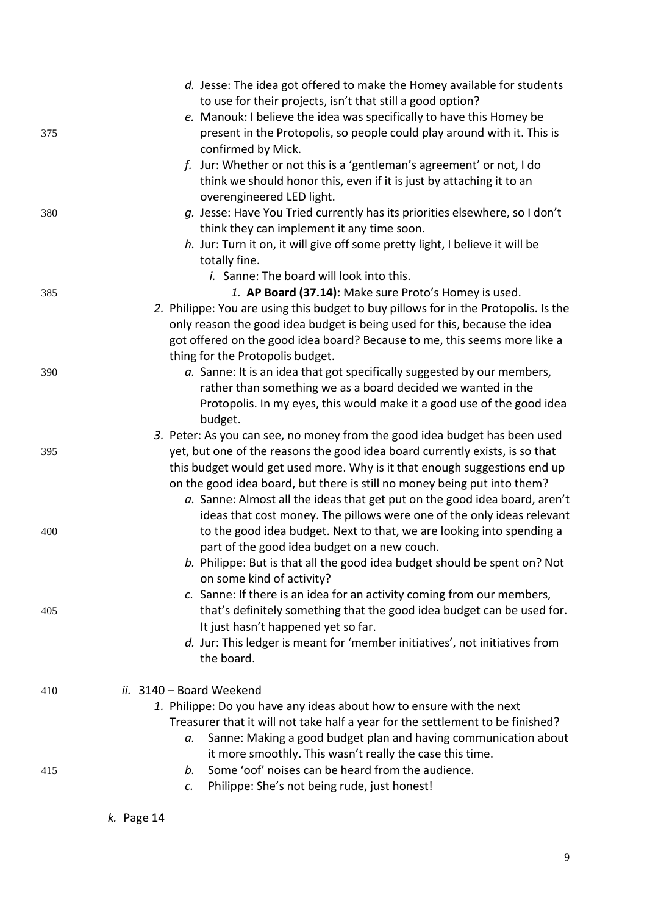d. Jesse: The idea got offered to make the Homey available for students to use for their projects, isn't that still a good option?

e. Manouk: I believe the idea was specifically to have this Homey be present in the Protopolis, so people could play around with it. This is confirmed by Mick.

f. Jur: Whether or not this is a 'gentleman's agreement' or not, I do think we should honor this, even if it is just by attaching it to an overengineered LED light.

g. Jesse: Have You Tried currently has its priorities elsewhere, so I don't think they can implement it any time soon.

h. Jur: Turn it on, it will give off some pretty light, I believe it will be totally fine.

   i. Sanne: The board will look into this.

      1. **AP Board (37.14):** Make sure Proto's Homey is used.

2. Philippe: You are using this budget to buy pillows for in the Protopolis. Is the only reason the good idea budget is being used for this, because the idea got offered on the good idea board? Because to me, this seems more like a thing for the Protopolis budget.

   a. Sanne: It is an idea that got specifically suggested by our members, rather than something we as a board decided we wanted in the Protopolis. In my eyes, this would make it a good use of the good idea budget.

3. Peter: As you can see, no money from the good idea budget has been used yet, but one of the reasons the good idea board currently exists, is so that this budget would get used more. Why is it that enough suggestions end up on the good idea board, but there is still no money being put into them?

   a. Sanne: Almost all the ideas that get put on the good idea board, aren't ideas that cost money. The pillows were one of the only ideas relevant to the good idea budget. Next to that, we are looking into spending a part of the good idea budget on a new couch.

   b. Philippe: But is that all the good idea budget should be spent on? Not on some kind of activity?

   c. Sanne: If there is an idea for an activity coming from our members, that's definitely something that the good idea budget can be used for. It just hasn't happened yet so far.

   d. Jur: This ledger is meant for 'member initiatives', not initiatives from the board.

*ii.* 3140 – Board Weekend

1. Philippe: Do you have any ideas about how to ensure with the next Treasurer that it will not take half a year for the settlement to be finished?

   a. Sanne: Making a good budget plan and having communication about it more smoothly. This wasn't really the case this time.

   b. Some 'oof' noises can be heard from the audience.

   c. Philippe: She's not being rude, just honest!

*k.* Page 14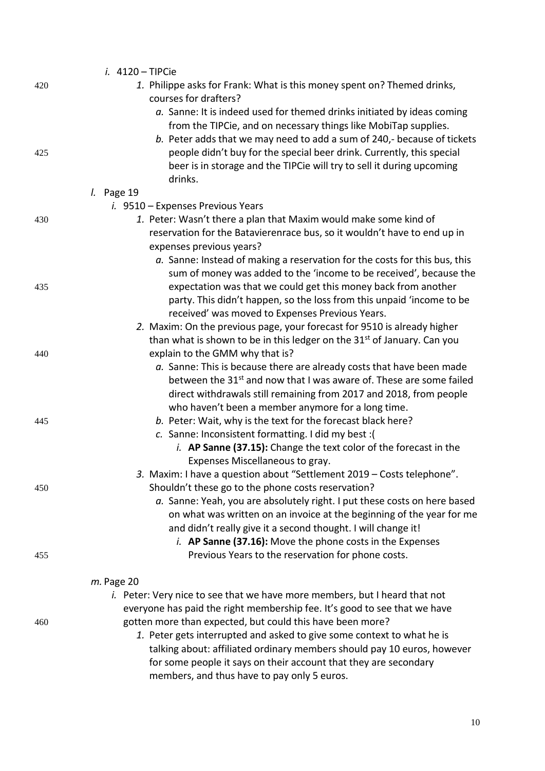i. 4120 – TIPCie

1. Philippe asks for Frank: What is this money spent on? Themed drinks, courses for drafters?
   a. Sanne: It is indeed used for themed drinks initiated by ideas coming from the TIPCie, and on necessary things like MobiTap supplies.
   b. Peter adds that we may need to add a sum of 240,- because of tickets people didn't buy for the special beer drink. Currently, this special beer is in storage and the TIPCie will try to sell it during upcoming drinks.

l. Page 19

i. 9510 – Expenses Previous Years

1. Peter: Wasn't there a plan that Maxim would make some kind of reservation for the Batavierenrace bus, so it wouldn't have to end up in expenses previous years?
   a. Sanne: Instead of making a reservation for the costs for this bus, this sum of money was added to the 'income to be received', because the expectation was that we could get this money back from another party. This didn't happen, so the loss from this unpaid 'income to be received' was moved to Expenses Previous Years.
2. Maxim: On the previous page, your forecast for 9510 is already higher than what is shown to be in this ledger on the 31st of January. Can you explain to the GMM why that is?
   a. Sanne: This is because there are already costs that have been made between the 31st and now that I was aware of. These are some failed direct withdrawals still remaining from 2017 and 2018, from people who haven't been a member anymore for a long time.
   b. Peter: Wait, why is the text for the forecast black here?
   c. Sanne: Inconsistent formatting. I did my best :(
      i. **AP Sanne (37.15):** Change the text color of the forecast in the Expenses Miscellaneous to gray.
3. Maxim: I have a question about "Settlement 2019 – Costs telephone". Shouldn't these go to the phone costs reservation?
   a. Sanne: Yeah, you are absolutely right. I put these costs on here based on what was written on an invoice at the beginning of the year for me and didn't really give it a second thought. I will change it!
      i. **AP Sanne (37.16):** Move the phone costs in the Expenses Previous Years to the reservation for phone costs.

m. Page 20

i. Peter: Very nice to see that we have more members, but I heard that not everyone has paid the right membership fee. It's good to see that we have gotten more than expected, but could this have been more?

1. Peter gets interrupted and asked to give some context to what he is talking about: affiliated ordinary members should pay 10 euros, however for some people it says on their account that they are secondary members, and thus have to pay only 5 euros.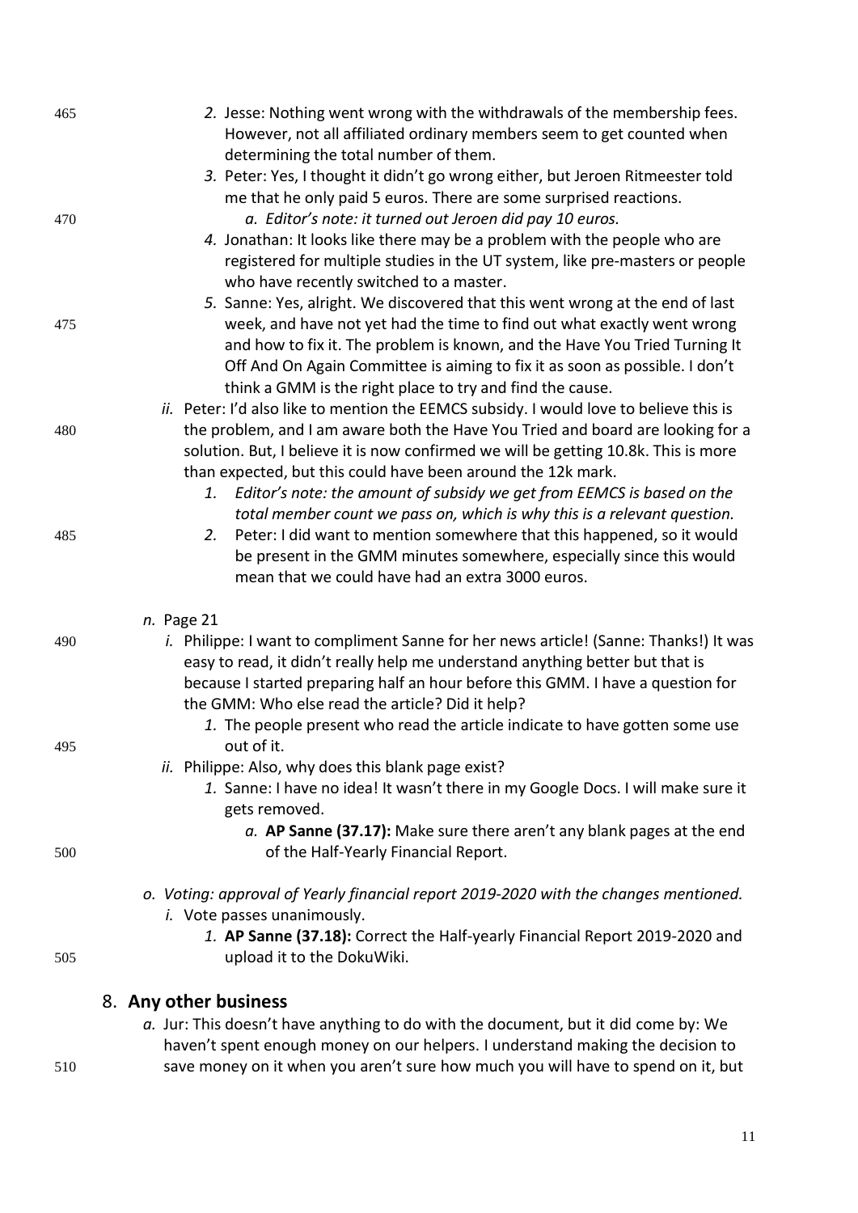2. Jesse: Nothing went wrong with the withdrawals of the membership fees. However, not all affiliated ordinary members seem to get counted when determining the total number of them.
3. Peter: Yes, I thought it didn't go wrong either, but Jeroen Ritmeester told me that he only paid 5 euros. There are some surprised reactions.
    a. *Editor's note: it turned out Jeroen did pay 10 euros.*
4. Jonathan: It looks like there may be a problem with the people who are registered for multiple studies in the UT system, like pre-masters or people who have recently switched to a master.
5. Sanne: Yes, alright. We discovered that this went wrong at the end of last week, and have not yet had the time to find out what exactly went wrong and how to fix it. The problem is known, and the Have You Tried Turning It Off And On Again Committee is aiming to fix it as soon as possible. I don't think a GMM is the right place to try and find the cause.

*ii.* Peter: I'd also like to mention the EEMCS subsidy. I would love to believe this is the problem, and I am aware both the Have You Tried and board are looking for a solution. But, I believe it is now confirmed we will be getting 10.8k. This is more than expected, but this could have been around the 12k mark.

1. *Editor's note: the amount of subsidy we get from EEMCS is based on the total member count we pass on, which is why this is a relevant question.*
2. Peter: I did want to mention somewhere that this happened, so it would be present in the GMM minutes somewhere, especially since this would mean that we could have had an extra 3000 euros.

*n.* Page 21

*i.* Philippe: I want to compliment Sanne for her news article! (Sanne: Thanks!) It was easy to read, it didn't really help me understand anything better but that is because I started preparing half an hour before this GMM. I have a question for the GMM: Who else read the article? Did it help?

1. The people present who read the article indicate to have gotten some use out of it.

*ii.* Philippe: Also, why does this blank page exist?

1. Sanne: I have no idea! It wasn't there in my Google Docs. I will make sure it gets removed.
    a. **AP Sanne (37.17):** Make sure there aren't any blank pages at the end of the Half-Yearly Financial Report.

*o. Voting: approval of Yearly financial report 2019-2020 with the changes mentioned.*

*i.* Vote passes unanimously.

1. **AP Sanne (37.18):** Correct the Half-yearly Financial Report 2019-2020 and upload it to the DokuWiki.

## 8. Any other business

*a.* Jur: This doesn't have anything to do with the document, but it did come by: We haven't spent enough money on our helpers. I understand making the decision to save money on it when you aren't sure how much you will have to spend on it, but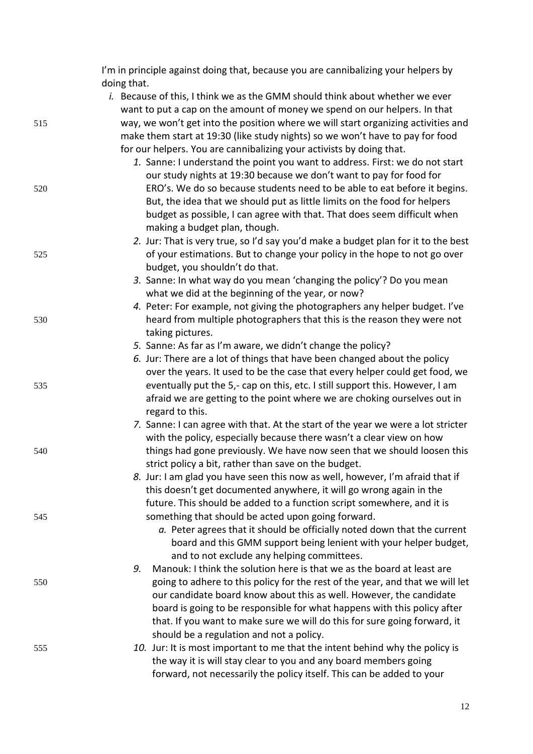I'm in principle against doing that, because you are cannibalizing your helpers by doing that.

i. Because of this, I think we as the GMM should think about whether we ever want to put a cap on the amount of money we spend on our helpers. In that way, we won't get into the position where we will start organizing activities and make them start at 19:30 (like study nights) so we won't have to pay for food for our helpers. You are cannibalizing your activists by doing that.
    1. Sanne: I understand the point you want to address. First: we do not start our study nights at 19:30 because we don't want to pay for food for ERO's. We do so because students need to be able to eat before it begins. But, the idea that we should put as little limits on the food for helpers budget as possible, I can agree with that. That does seem difficult when making a budget plan, though.
    2. Jur: That is very true, so I'd say you'd make a budget plan for it to the best of your estimations. But to change your policy in the hope to not go over budget, you shouldn't do that.
    3. Sanne: In what way do you mean 'changing the policy'? Do you mean what we did at the beginning of the year, or now?
    4. Peter: For example, not giving the photographers any helper budget. I've heard from multiple photographers that this is the reason they were not taking pictures.
    5. Sanne: As far as I'm aware, we didn't change the policy?
    6. Jur: There are a lot of things that have been changed about the policy over the years. It used to be the case that every helper could get food, we eventually put the 5,- cap on this, etc. I still support this. However, I am afraid we are getting to the point where we are choking ourselves out in regard to this.
    7. Sanne: I can agree with that. At the start of the year we were a lot stricter with the policy, especially because there wasn't a clear view on how things had gone previously. We have now seen that we should loosen this strict policy a bit, rather than save on the budget.
    8. Jur: I am glad you have seen this now as well, however, I'm afraid that if this doesn't get documented anywhere, it will go wrong again in the future. This should be added to a function script somewhere, and it is something that should be acted upon going forward.
        a. Peter agrees that it should be officially noted down that the current board and this GMM support being lenient with your helper budget, and to not exclude any helping committees.
    9. Manouk: I think the solution here is that we as the board at least are going to adhere to this policy for the rest of the year, and that we will let our candidate board know about this as well. However, the candidate board is going to be responsible for what happens with this policy after that. If you want to make sure we will do this for sure going forward, it should be a regulation and not a policy.
    10. Jur: It is most important to me that the intent behind why the policy is the way it is will stay clear to you and any board members going forward, not necessarily the policy itself. This can be added to your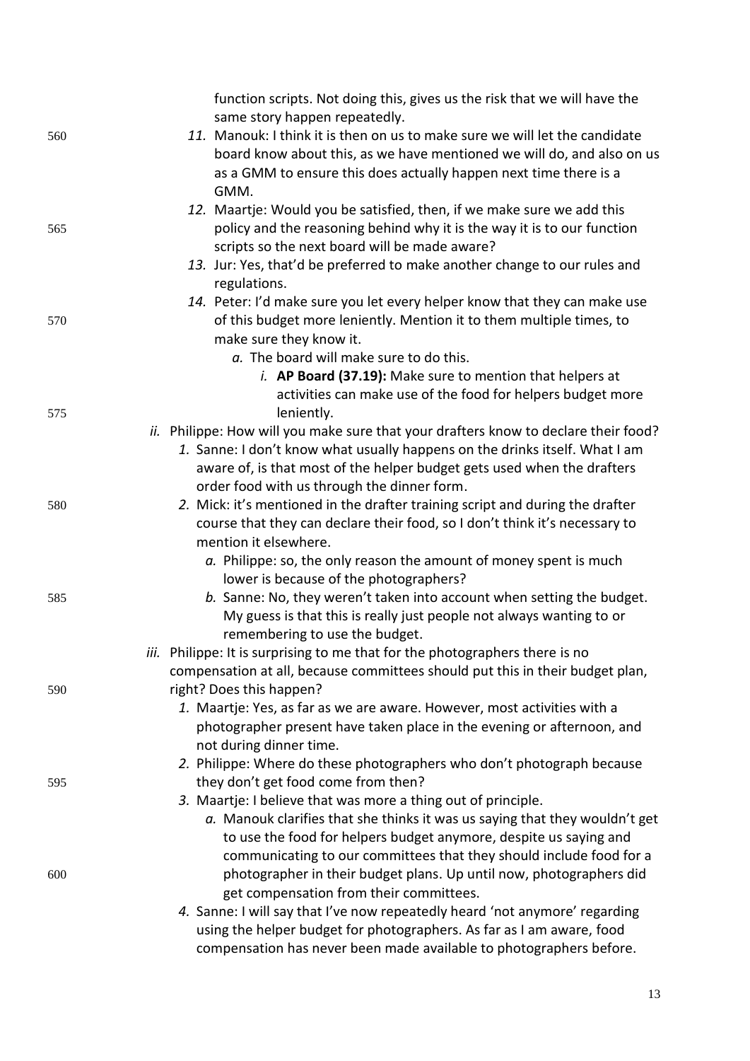function scripts. Not doing this, gives us the risk that we will have the same story happen repeatedly.

11. Manouk: I think it is then on us to make sure we will let the candidate board know about this, as we have mentioned we will do, and also on us as a GMM to ensure this does actually happen next time there is a GMM.
12. Maartje: Would you be satisfied, then, if we make sure we add this policy and the reasoning behind why it is the way it is to our function scripts so the next board will be made aware?
13. Jur: Yes, that'd be preferred to make another change to our rules and regulations.
14. Peter: I'd make sure you let every helper know that they can make use of this budget more leniently. Mention it to them multiple times, to make sure they know it.
    a. The board will make sure to do this.
        i. **AP Board (37.19):** Make sure to mention that helpers at activities can make use of the food for helpers budget more leniently.

ii. Philippe: How will you make sure that your drafters know to declare their food?
   1. Sanne: I don't know what usually happens on the drinks itself. What I am aware of, is that most of the helper budget gets used when the drafters order food with us through the dinner form.
   2. Mick: it's mentioned in the drafter training script and during the drafter course that they can declare their food, so I don't think it's necessary to mention it elsewhere.
      a. Philippe: so, the only reason the amount of money spent is much lower is because of the photographers?
      b. Sanne: No, they weren't taken into account when setting the budget. My guess is that this is really just people not always wanting to or remembering to use the budget.

iii. Philippe: It is surprising to me that for the photographers there is no compensation at all, because committees should put this in their budget plan, right? Does this happen?
   1. Maartje: Yes, as far as we are aware. However, most activities with a photographer present have taken place in the evening or afternoon, and not during dinner time.
   2. Philippe: Where do these photographers who don't photograph because they don't get food come from then?
   3. Maartje: I believe that was more a thing out of principle.
      a. Manouk clarifies that she thinks it was us saying that they wouldn't get to use the food for helpers budget anymore, despite us saying and communicating to our committees that they should include food for a photographer in their budget plans. Up until now, photographers did get compensation from their committees.
   4. Sanne: I will say that I've now repeatedly heard 'not anymore' regarding using the helper budget for photographers. As far as I am aware, food compensation has never been made available to photographers before.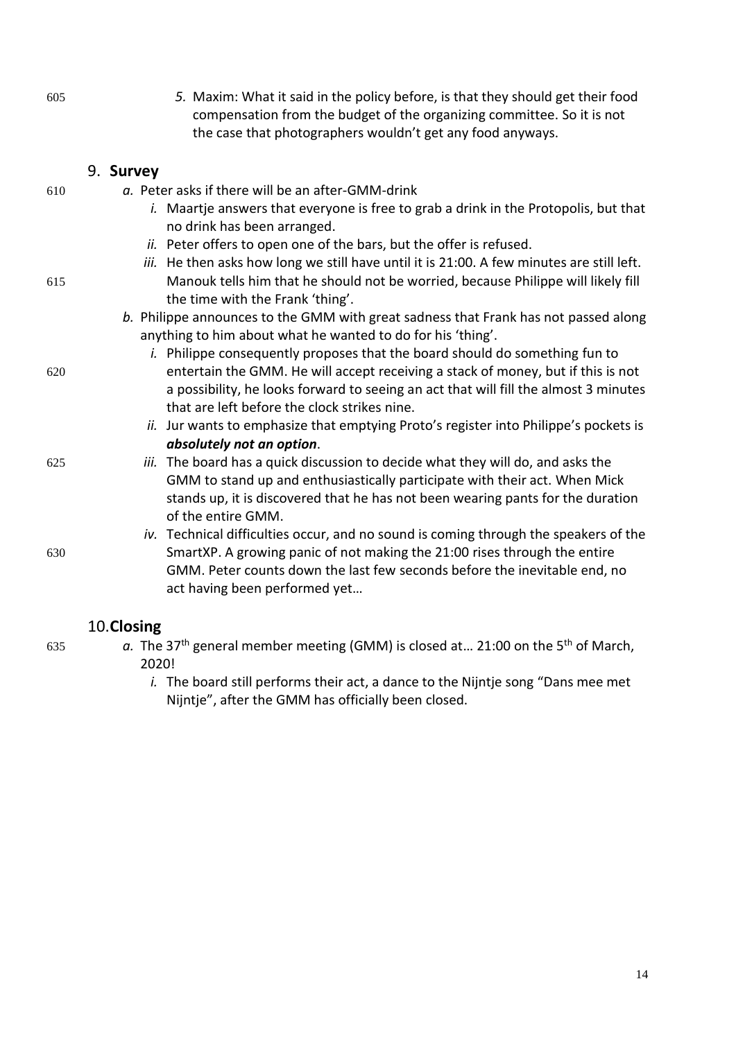5. Maxim: What it said in the policy before, is that they should get their food compensation from the budget of the organizing committee. So it is not the case that photographers wouldn't get any food anyways.

## 9. Survey

a. Peter asks if there will be an after-GMM-drink
   i. Maartje answers that everyone is free to grab a drink in the Protopolis, but that no drink has been arranged.
   ii. Peter offers to open one of the bars, but the offer is refused.
   iii. He then asks how long we still have until it is 21:00. A few minutes are still left. Manouk tells him that he should not be worried, because Philippe will likely fill the time with the Frank 'thing'.

b. Philippe announces to the GMM with great sadness that Frank has not passed along anything to him about what he wanted to do for his 'thing'.
   i. Philippe consequently proposes that the board should do something fun to entertain the GMM. He will accept receiving a stack of money, but if this is not a possibility, he looks forward to seeing an act that will fill the almost 3 minutes that are left before the clock strikes nine.
   ii. Jur wants to emphasize that emptying Proto's register into Philippe's pockets is ***absolutely not an option***.
   iii. The board has a quick discussion to decide what they will do, and asks the GMM to stand up and enthusiastically participate with their act. When Mick stands up, it is discovered that he has not been wearing pants for the duration of the entire GMM.
   iv. Technical difficulties occur, and no sound is coming through the speakers of the SmartXP. A growing panic of not making the 21:00 rises through the entire GMM. Peter counts down the last few seconds before the inevitable end, no act having been performed yet…

## 10. Closing

a. The 37th general member meeting (GMM) is closed at… 21:00 on the 5th of March, 2020!
   i. The board still performs their act, a dance to the Nijntje song "Dans mee met Nijntje", after the GMM has officially been closed.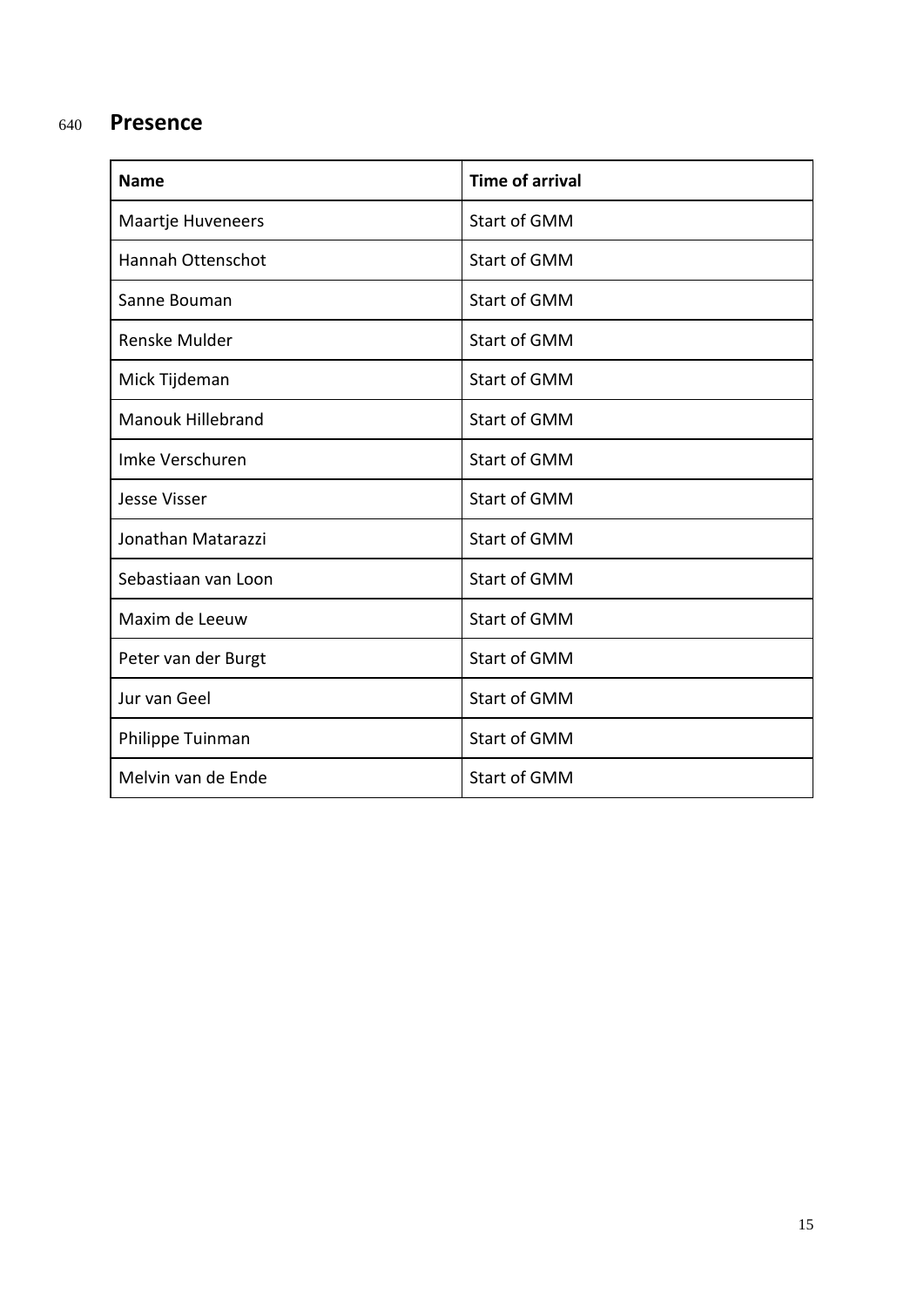## Presence

| Name | Time of arrival |
|---|---|
| Maartje Huveneers | Start of GMM |
| Hannah Ottenschot | Start of GMM |
| Sanne Bouman | Start of GMM |
| Renske Mulder | Start of GMM |
| Mick Tijdeman | Start of GMM |
| Manouk Hillebrand | Start of GMM |
| Imke Verschuren | Start of GMM |
| Jesse Visser | Start of GMM |
| Jonathan Matarazzi | Start of GMM |
| Sebastiaan van Loon | Start of GMM |
| Maxim de Leeuw | Start of GMM |
| Peter van der Burgt | Start of GMM |
| Jur van Geel | Start of GMM |
| Philippe Tuinman | Start of GMM |
| Melvin van de Ende | Start of GMM |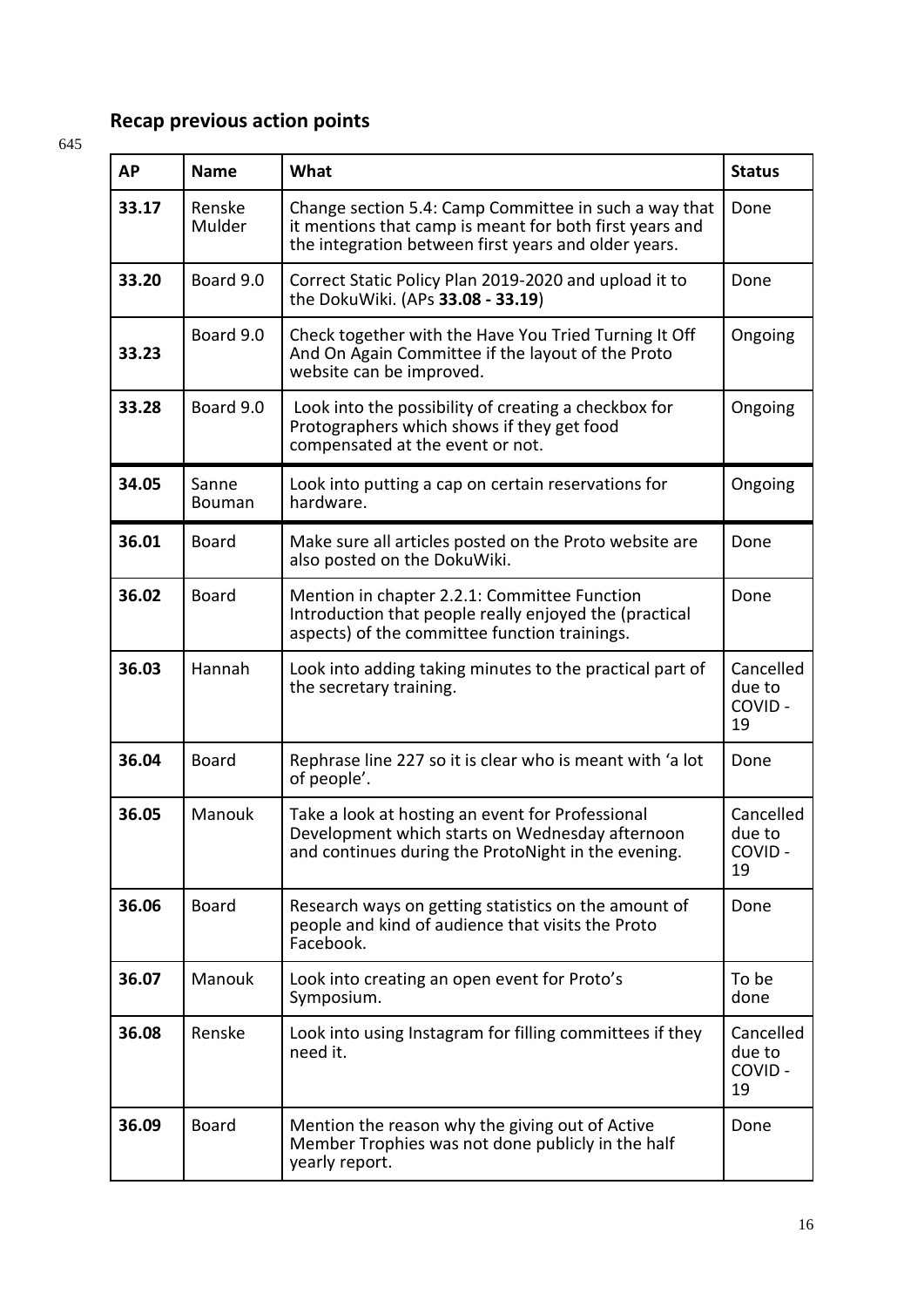## Recap previous action points

645

| AP | Name | What | Status |
|---|---|---|---|
| **33.17** | Renske Mulder | Change section 5.4: Camp Committee in such a way that it mentions that camp is meant for both first years and the integration between first years and older years. | Done |
| **33.20** | Board 9.0 | Correct Static Policy Plan 2019-2020 and upload it to the DokuWiki. (APs **33.08 - 33.19**) | Done |
| **33.23** | Board 9.0 | Check together with the Have You Tried Turning It Off And On Again Committee if the layout of the Proto website can be improved. | Ongoing |
| **33.28** | Board 9.0 | Look into the possibility of creating a checkbox for Protographers which shows if they get food compensated at the event or not. | Ongoing |
| **34.05** | Sanne Bouman | Look into putting a cap on certain reservations for hardware. | Ongoing |
| **36.01** | Board | Make sure all articles posted on the Proto website are also posted on the DokuWiki. | Done |
| **36.02** | Board | Mention in chapter 2.2.1: Committee Function Introduction that people really enjoyed the (practical aspects) of the committee function trainings. | Done |
| **36.03** | Hannah | Look into adding taking minutes to the practical part of the secretary training. | Cancelled due to COVID - 19 |
| **36.04** | Board | Rephrase line 227 so it is clear who is meant with 'a lot of people'. | Done |
| **36.05** | Manouk | Take a look at hosting an event for Professional Development which starts on Wednesday afternoon and continues during the ProtoNight in the evening. | Cancelled due to COVID - 19 |
| **36.06** | Board | Research ways on getting statistics on the amount of people and kind of audience that visits the Proto Facebook. | Done |
| **36.07** | Manouk | Look into creating an open event for Proto's Symposium. | To be done |
| **36.08** | Renske | Look into using Instagram for filling committees if they need it. | Cancelled due to COVID - 19 |
| **36.09** | Board | Mention the reason why the giving out of Active Member Trophies was not done publicly in the half yearly report. | Done |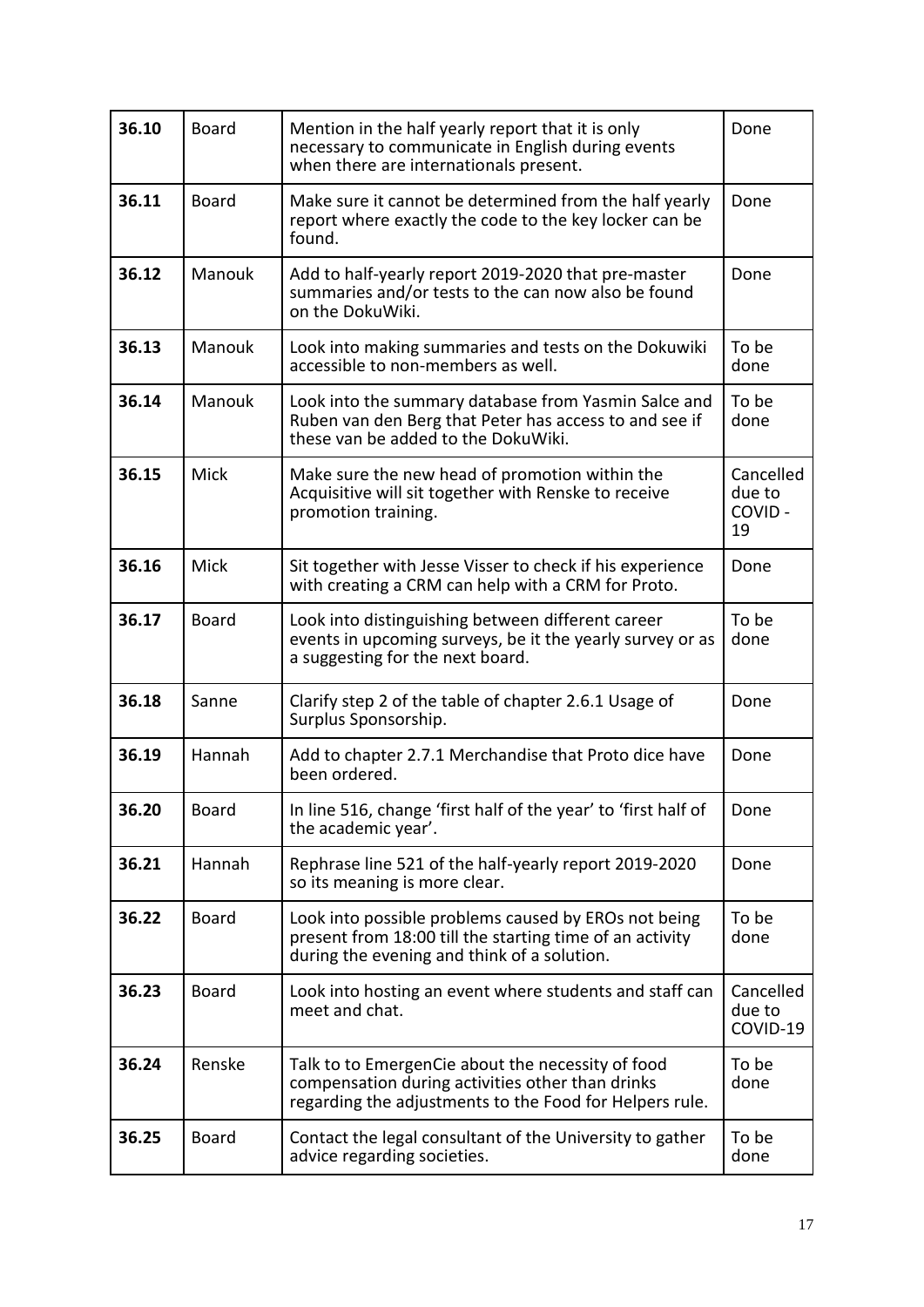| **36.10** | Board | Mention in the half yearly report that it is only necessary to communicate in English during events when there are internationals present. | Done |
|---|---|---|---|
| **36.11** | Board | Make sure it cannot be determined from the half yearly report where exactly the code to the key locker can be found. | Done |
| **36.12** | Manouk | Add to half-yearly report 2019-2020 that pre-master summaries and/or tests to the can now also be found on the DokuWiki. | Done |
| **36.13** | Manouk | Look into making summaries and tests on the Dokuwiki accessible to non-members as well. | To be done |
| **36.14** | Manouk | Look into the summary database from Yasmin Salce and Ruben van den Berg that Peter has access to and see if these van be added to the DokuWiki. | To be done |
| **36.15** | Mick | Make sure the new head of promotion within the Acquisitive will sit together with Renske to receive promotion training. | Cancelled due to COVID - 19 |
| **36.16** | Mick | Sit together with Jesse Visser to check if his experience with creating a CRM can help with a CRM for Proto. | Done |
| **36.17** | Board | Look into distinguishing between different career events in upcoming surveys, be it the yearly survey or as a suggesting for the next board. | To be done |
| **36.18** | Sanne | Clarify step 2 of the table of chapter 2.6.1 Usage of Surplus Sponsorship. | Done |
| **36.19** | Hannah | Add to chapter 2.7.1 Merchandise that Proto dice have been ordered. | Done |
| **36.20** | Board | In line 516, change 'first half of the year' to 'first half of the academic year'. | Done |
| **36.21** | Hannah | Rephrase line 521 of the half-yearly report 2019-2020 so its meaning is more clear. | Done |
| **36.22** | Board | Look into possible problems caused by EROs not being present from 18:00 till the starting time of an activity during the evening and think of a solution. | To be done |
| **36.23** | Board | Look into hosting an event where students and staff can meet and chat. | Cancelled due to COVID-19 |
| **36.24** | Renske | Talk to to EmergenCie about the necessity of food compensation during activities other than drinks regarding the adjustments to the Food for Helpers rule. | To be done |
| **36.25** | Board | Contact the legal consultant of the University to gather advice regarding societies. | To be done |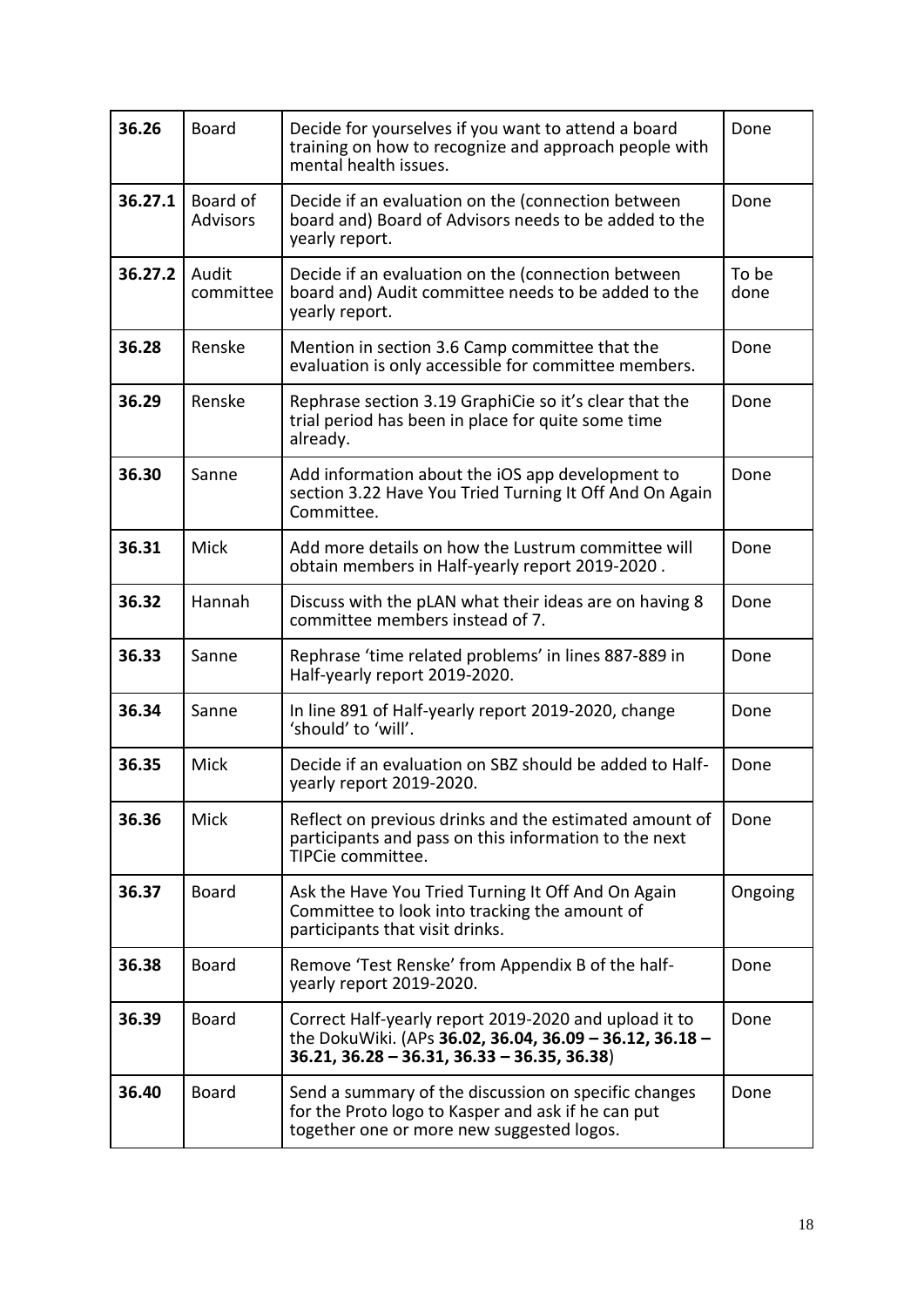| **36.26** | Board | Decide for yourselves if you want to attend a board training on how to recognize and approach people with mental health issues. | Done |
|---|---|---|---|
| **36.27.1** | Board of Advisors | Decide if an evaluation on the (connection between board and) Board of Advisors needs to be added to the yearly report. | Done |
| **36.27.2** | Audit committee | Decide if an evaluation on the (connection between board and) Audit committee needs to be added to the yearly report. | To be done |
| **36.28** | Renske | Mention in section 3.6 Camp committee that the evaluation is only accessible for committee members. | Done |
| **36.29** | Renske | Rephrase section 3.19 GraphiCie so it's clear that the trial period has been in place for quite some time already. | Done |
| **36.30** | Sanne | Add information about the iOS app development to section 3.22 Have You Tried Turning It Off And On Again Committee. | Done |
| **36.31** | Mick | Add more details on how the Lustrum committee will obtain members in Half-yearly report 2019-2020 . | Done |
| **36.32** | Hannah | Discuss with the pLAN what their ideas are on having 8 committee members instead of 7. | Done |
| **36.33** | Sanne | Rephrase 'time related problems' in lines 887-889 in Half-yearly report 2019-2020. | Done |
| **36.34** | Sanne | In line 891 of Half-yearly report 2019-2020, change 'should' to 'will'. | Done |
| **36.35** | Mick | Decide if an evaluation on SBZ should be added to Half-yearly report 2019-2020. | Done |
| **36.36** | Mick | Reflect on previous drinks and the estimated amount of participants and pass on this information to the next TIPCie committee. | Done |
| **36.37** | Board | Ask the Have You Tried Turning It Off And On Again Committee to look into tracking the amount of participants that visit drinks. | Ongoing |
| **36.38** | Board | Remove 'Test Renske' from Appendix B of the half-yearly report 2019-2020. | Done |
| **36.39** | Board | Correct Half-yearly report 2019-2020 and upload it to the DokuWiki. (APs **36.02, 36.04, 36.09 – 36.12, 36.18 – 36.21, 36.28 – 36.31, 36.33 – 36.35, 36.38**) | Done |
| **36.40** | Board | Send a summary of the discussion on specific changes for the Proto logo to Kasper and ask if he can put together one or more new suggested logos. | Done |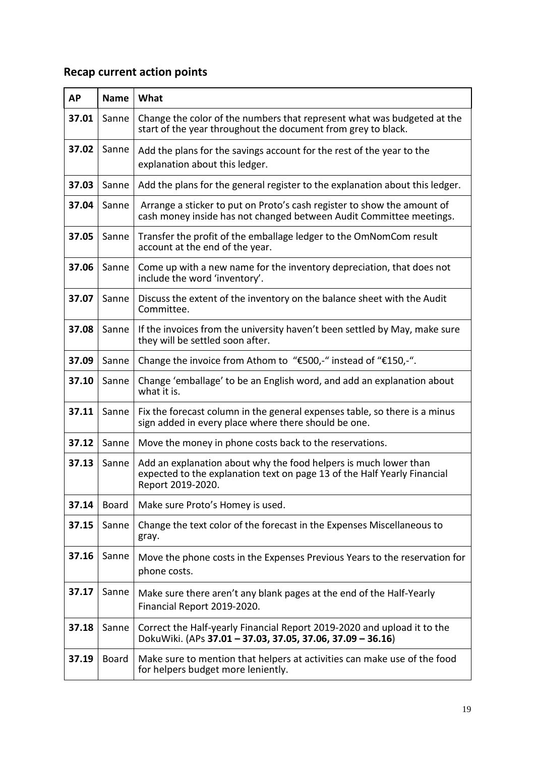## Recap current action points

| AP | Name | What |
|---|---|---|
| **37.01** | Sanne | Change the color of the numbers that represent what was budgeted at the start of the year throughout the document from grey to black. |
| **37.02** | Sanne | Add the plans for the savings account for the rest of the year to the explanation about this ledger. |
| **37.03** | Sanne | Add the plans for the general register to the explanation about this ledger. |
| **37.04** | Sanne | Arrange a sticker to put on Proto's cash register to show the amount of cash money inside has not changed between Audit Committee meetings. |
| **37.05** | Sanne | Transfer the profit of the emballage ledger to the OmNomCom result account at the end of the year. |
| **37.06** | Sanne | Come up with a new name for the inventory depreciation, that does not include the word 'inventory'. |
| **37.07** | Sanne | Discuss the extent of the inventory on the balance sheet with the Audit Committee. |
| **37.08** | Sanne | If the invoices from the university haven't been settled by May, make sure they will be settled soon after. |
| **37.09** | Sanne | Change the invoice from Athom to "€500,-" instead of "€150,-". |
| **37.10** | Sanne | Change 'emballage' to be an English word, and add an explanation about what it is. |
| **37.11** | Sanne | Fix the forecast column in the general expenses table, so there is a minus sign added in every place where there should be one. |
| **37.12** | Sanne | Move the money in phone costs back to the reservations. |
| **37.13** | Sanne | Add an explanation about why the food helpers is much lower than expected to the explanation text on page 13 of the Half Yearly Financial Report 2019-2020. |
| **37.14** | Board | Make sure Proto's Homey is used. |
| **37.15** | Sanne | Change the text color of the forecast in the Expenses Miscellaneous to gray. |
| **37.16** | Sanne | Move the phone costs in the Expenses Previous Years to the reservation for phone costs. |
| **37.17** | Sanne | Make sure there aren't any blank pages at the end of the Half-Yearly Financial Report 2019-2020. |
| **37.18** | Sanne | Correct the Half-yearly Financial Report 2019-2020 and upload it to the DokuWiki. (APs **37.01 – 37.03, 37.05, 37.06, 37.09 – 36.16**) |
| **37.19** | Board | Make sure to mention that helpers at activities can make use of the food for helpers budget more leniently. |